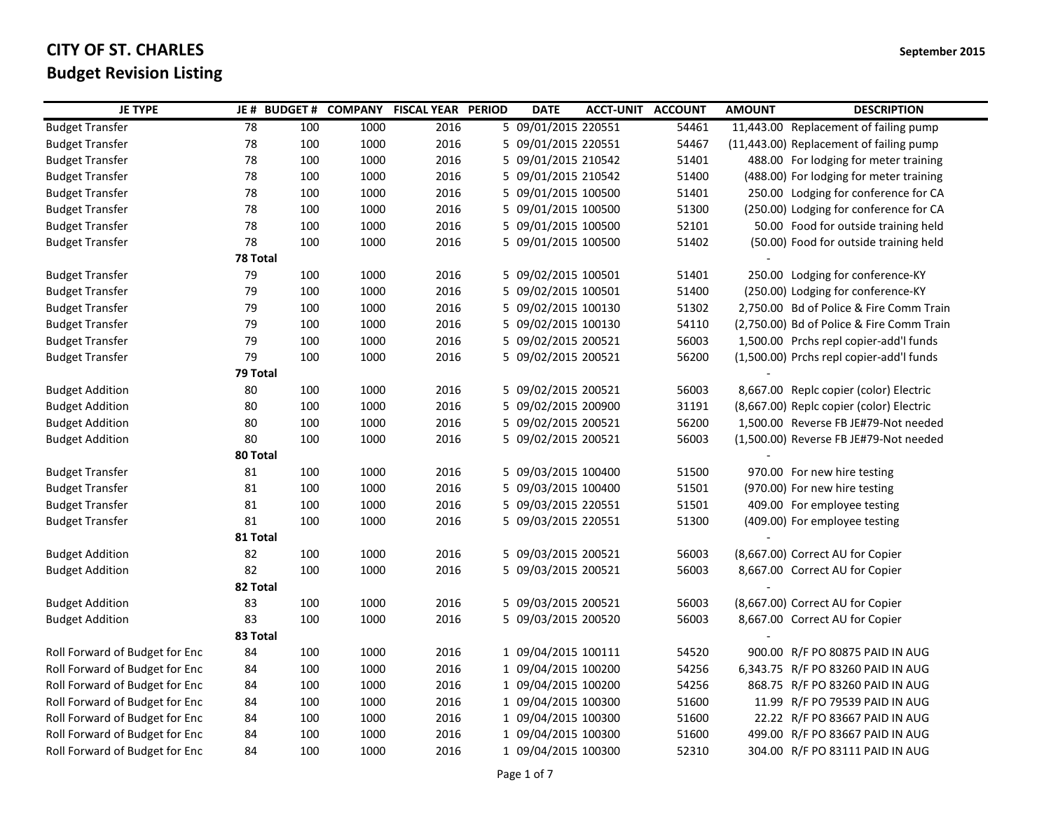# CITY OF ST. CHARLES

## Budget Revision Listing

September 2015

| JE TYPE | JE # | BUDGET # | COMPANY | FISCAL YEAR | PERIOD | DATE | ACCT-UNIT | ACCOUNT | AMOUNT | DESCRIPTION |
|---|---|---|---|---|---|---|---|---|---|---|
| Budget Transfer | 78 | 100 | 1000 | 2016 | 5 | 09/01/2015 | 220551 | 54461 | 11,443.00 | Replacement of failing pump |
| Budget Transfer | 78 | 100 | 1000 | 2016 | 5 | 09/01/2015 | 220551 | 54467 | (11,443.00) | Replacement of failing pump |
| Budget Transfer | 78 | 100 | 1000 | 2016 | 5 | 09/01/2015 | 210542 | 51401 | 488.00 | For lodging for meter training |
| Budget Transfer | 78 | 100 | 1000 | 2016 | 5 | 09/01/2015 | 210542 | 51400 | (488.00) | For lodging for meter training |
| Budget Transfer | 78 | 100 | 1000 | 2016 | 5 | 09/01/2015 | 100500 | 51401 | 250.00 | Lodging for conference for CA |
| Budget Transfer | 78 | 100 | 1000 | 2016 | 5 | 09/01/2015 | 100500 | 51300 | (250.00) | Lodging for conference for CA |
| Budget Transfer | 78 | 100 | 1000 | 2016 | 5 | 09/01/2015 | 100500 | 52101 | 50.00 | Food for outside training held |
| Budget Transfer | 78 | 100 | 1000 | 2016 | 5 | 09/01/2015 | 100500 | 51402 | (50.00) | Food for outside training held |
| | **78 Total** | | | | | | | | - | |
| Budget Transfer | 79 | 100 | 1000 | 2016 | 5 | 09/02/2015 | 100501 | 51401 | 250.00 | Lodging for conference-KY |
| Budget Transfer | 79 | 100 | 1000 | 2016 | 5 | 09/02/2015 | 100501 | 51400 | (250.00) | Lodging for conference-KY |
| Budget Transfer | 79 | 100 | 1000 | 2016 | 5 | 09/02/2015 | 100130 | 51302 | 2,750.00 | Bd of Police & Fire Comm Train |
| Budget Transfer | 79 | 100 | 1000 | 2016 | 5 | 09/02/2015 | 100130 | 54110 | (2,750.00) | Bd of Police & Fire Comm Train |
| Budget Transfer | 79 | 100 | 1000 | 2016 | 5 | 09/02/2015 | 200521 | 56003 | 1,500.00 | Prchs repl copier-add'l funds |
| Budget Transfer | 79 | 100 | 1000 | 2016 | 5 | 09/02/2015 | 200521 | 56200 | (1,500.00) | Prchs repl copier-add'l funds |
| | **79 Total** | | | | | | | | - | |
| Budget Addition | 80 | 100 | 1000 | 2016 | 5 | 09/02/2015 | 200521 | 56003 | 8,667.00 | Replc copier (color) Electric |
| Budget Addition | 80 | 100 | 1000 | 2016 | 5 | 09/02/2015 | 200900 | 31191 | (8,667.00) | Replc copier (color) Electric |
| Budget Addition | 80 | 100 | 1000 | 2016 | 5 | 09/02/2015 | 200521 | 56200 | 1,500.00 | Reverse FB JE#79-Not needed |
| Budget Addition | 80 | 100 | 1000 | 2016 | 5 | 09/02/2015 | 200521 | 56003 | (1,500.00) | Reverse FB JE#79-Not needed |
| | **80 Total** | | | | | | | | - | |
| Budget Transfer | 81 | 100 | 1000 | 2016 | 5 | 09/03/2015 | 100400 | 51500 | 970.00 | For new hire testing |
| Budget Transfer | 81 | 100 | 1000 | 2016 | 5 | 09/03/2015 | 100400 | 51501 | (970.00) | For new hire testing |
| Budget Transfer | 81 | 100 | 1000 | 2016 | 5 | 09/03/2015 | 220551 | 51501 | 409.00 | For employee testing |
| Budget Transfer | 81 | 100 | 1000 | 2016 | 5 | 09/03/2015 | 220551 | 51300 | (409.00) | For employee testing |
| | **81 Total** | | | | | | | | - | |
| Budget Addition | 82 | 100 | 1000 | 2016 | 5 | 09/03/2015 | 200521 | 56003 | (8,667.00) | Correct AU for Copier |
| Budget Addition | 82 | 100 | 1000 | 2016 | 5 | 09/03/2015 | 200521 | 56003 | 8,667.00 | Correct AU for Copier |
| | **82 Total** | | | | | | | | - | |
| Budget Addition | 83 | 100 | 1000 | 2016 | 5 | 09/03/2015 | 200521 | 56003 | (8,667.00) | Correct AU for Copier |
| Budget Addition | 83 | 100 | 1000 | 2016 | 5 | 09/03/2015 | 200520 | 56003 | 8,667.00 | Correct AU for Copier |
| | **83 Total** | | | | | | | | - | |
| Roll Forward of Budget for Enc | 84 | 100 | 1000 | 2016 | 1 | 09/04/2015 | 100111 | 54520 | 900.00 | R/F PO 80875 PAID IN AUG |
| Roll Forward of Budget for Enc | 84 | 100 | 1000 | 2016 | 1 | 09/04/2015 | 100200 | 54256 | 6,343.75 | R/F PO 83260 PAID IN AUG |
| Roll Forward of Budget for Enc | 84 | 100 | 1000 | 2016 | 1 | 09/04/2015 | 100200 | 54256 | 868.75 | R/F PO 83260 PAID IN AUG |
| Roll Forward of Budget for Enc | 84 | 100 | 1000 | 2016 | 1 | 09/04/2015 | 100300 | 51600 | 11.99 | R/F PO 79539 PAID IN AUG |
| Roll Forward of Budget for Enc | 84 | 100 | 1000 | 2016 | 1 | 09/04/2015 | 100300 | 51600 | 22.22 | R/F PO 83667 PAID IN AUG |
| Roll Forward of Budget for Enc | 84 | 100 | 1000 | 2016 | 1 | 09/04/2015 | 100300 | 51600 | 499.00 | R/F PO 83667 PAID IN AUG |
| Roll Forward of Budget for Enc | 84 | 100 | 1000 | 2016 | 1 | 09/04/2015 | 100300 | 52310 | 304.00 | R/F PO 83111 PAID IN AUG |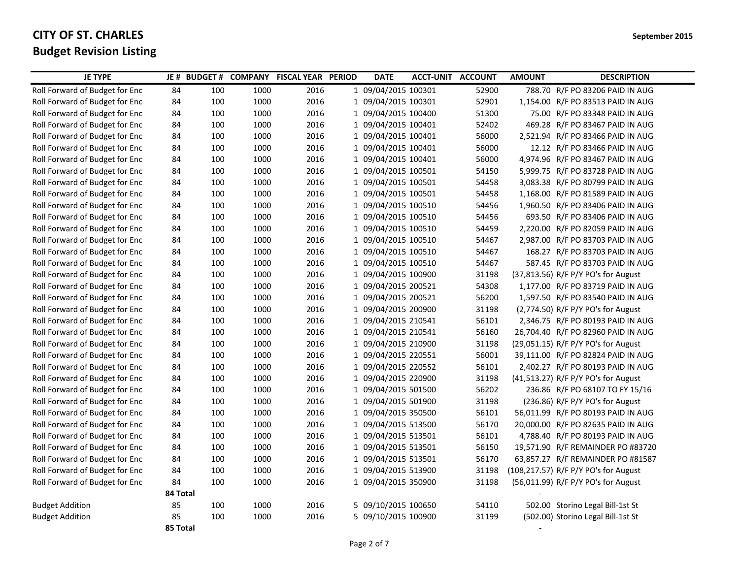# CITY OF ST. CHARLES

## Budget Revision Listing

September 2015

| JE TYPE | JE # | BUDGET # | COMPANY | FISCAL YEAR | PERIOD | DATE | ACCT-UNIT | ACCOUNT | AMOUNT | DESCRIPTION |
|---|---|---|---|---|---|---|---|---|---|---|
| Roll Forward of Budget for Enc | 84 | 100 | 1000 | 2016 | 1 | 09/04/2015 | 100301 | 52900 | 788.70 | R/F PO 83206 PAID IN AUG |
| Roll Forward of Budget for Enc | 84 | 100 | 1000 | 2016 | 1 | 09/04/2015 | 100301 | 52901 | 1,154.00 | R/F PO 83513 PAID IN AUG |
| Roll Forward of Budget for Enc | 84 | 100 | 1000 | 2016 | 1 | 09/04/2015 | 100400 | 51300 | 75.00 | R/F PO 83348 PAID IN AUG |
| Roll Forward of Budget for Enc | 84 | 100 | 1000 | 2016 | 1 | 09/04/2015 | 100401 | 52402 | 469.28 | R/F PO 83467 PAID IN AUG |
| Roll Forward of Budget for Enc | 84 | 100 | 1000 | 2016 | 1 | 09/04/2015 | 100401 | 56000 | 2,521.94 | R/F PO 83466 PAID IN AUG |
| Roll Forward of Budget for Enc | 84 | 100 | 1000 | 2016 | 1 | 09/04/2015 | 100401 | 56000 | 12.12 | R/F PO 83466 PAID IN AUG |
| Roll Forward of Budget for Enc | 84 | 100 | 1000 | 2016 | 1 | 09/04/2015 | 100401 | 56000 | 4,974.96 | R/F PO 83467 PAID IN AUG |
| Roll Forward of Budget for Enc | 84 | 100 | 1000 | 2016 | 1 | 09/04/2015 | 100501 | 54150 | 5,999.75 | R/F PO 83728 PAID IN AUG |
| Roll Forward of Budget for Enc | 84 | 100 | 1000 | 2016 | 1 | 09/04/2015 | 100501 | 54458 | 3,083.38 | R/F PO 80799 PAID IN AUG |
| Roll Forward of Budget for Enc | 84 | 100 | 1000 | 2016 | 1 | 09/04/2015 | 100501 | 54458 | 1,168.00 | R/F PO 81589 PAID IN AUG |
| Roll Forward of Budget for Enc | 84 | 100 | 1000 | 2016 | 1 | 09/04/2015 | 100510 | 54456 | 1,960.50 | R/F PO 83406 PAID IN AUG |
| Roll Forward of Budget for Enc | 84 | 100 | 1000 | 2016 | 1 | 09/04/2015 | 100510 | 54456 | 693.50 | R/F PO 83406 PAID IN AUG |
| Roll Forward of Budget for Enc | 84 | 100 | 1000 | 2016 | 1 | 09/04/2015 | 100510 | 54459 | 2,220.00 | R/F PO 82059 PAID IN AUG |
| Roll Forward of Budget for Enc | 84 | 100 | 1000 | 2016 | 1 | 09/04/2015 | 100510 | 54467 | 2,987.00 | R/F PO 83703 PAID IN AUG |
| Roll Forward of Budget for Enc | 84 | 100 | 1000 | 2016 | 1 | 09/04/2015 | 100510 | 54467 | 168.27 | R/F PO 83703 PAID IN AUG |
| Roll Forward of Budget for Enc | 84 | 100 | 1000 | 2016 | 1 | 09/04/2015 | 100510 | 54467 | 587.45 | R/F PO 83703 PAID IN AUG |
| Roll Forward of Budget for Enc | 84 | 100 | 1000 | 2016 | 1 | 09/04/2015 | 100900 | 31198 | (37,813.56) | R/F P/Y PO's for August |
| Roll Forward of Budget for Enc | 84 | 100 | 1000 | 2016 | 1 | 09/04/2015 | 200521 | 54308 | 1,177.00 | R/F PO 83719 PAID IN AUG |
| Roll Forward of Budget for Enc | 84 | 100 | 1000 | 2016 | 1 | 09/04/2015 | 200521 | 56200 | 1,597.50 | R/F PO 83540 PAID IN AUG |
| Roll Forward of Budget for Enc | 84 | 100 | 1000 | 2016 | 1 | 09/04/2015 | 200900 | 31198 | (2,774.50) | R/F P/Y PO's for August |
| Roll Forward of Budget for Enc | 84 | 100 | 1000 | 2016 | 1 | 09/04/2015 | 210541 | 56101 | 2,346.75 | R/F PO 80193 PAID IN AUG |
| Roll Forward of Budget for Enc | 84 | 100 | 1000 | 2016 | 1 | 09/04/2015 | 210541 | 56160 | 26,704.40 | R/F PO 82960 PAID IN AUG |
| Roll Forward of Budget for Enc | 84 | 100 | 1000 | 2016 | 1 | 09/04/2015 | 210900 | 31198 | (29,051.15) | R/F P/Y PO's for August |
| Roll Forward of Budget for Enc | 84 | 100 | 1000 | 2016 | 1 | 09/04/2015 | 220551 | 56001 | 39,111.00 | R/F PO 82824 PAID IN AUG |
| Roll Forward of Budget for Enc | 84 | 100 | 1000 | 2016 | 1 | 09/04/2015 | 220552 | 56101 | 2,402.27 | R/F PO 80193 PAID IN AUG |
| Roll Forward of Budget for Enc | 84 | 100 | 1000 | 2016 | 1 | 09/04/2015 | 220900 | 31198 | (41,513.27) | R/F P/Y PO's for August |
| Roll Forward of Budget for Enc | 84 | 100 | 1000 | 2016 | 1 | 09/04/2015 | 501500 | 56202 | 236.86 | R/F PO 68107 TO FY 15/16 |
| Roll Forward of Budget for Enc | 84 | 100 | 1000 | 2016 | 1 | 09/04/2015 | 501900 | 31198 | (236.86) | R/F P/Y PO's for August |
| Roll Forward of Budget for Enc | 84 | 100 | 1000 | 2016 | 1 | 09/04/2015 | 350500 | 56101 | 56,011.99 | R/F PO 80193 PAID IN AUG |
| Roll Forward of Budget for Enc | 84 | 100 | 1000 | 2016 | 1 | 09/04/2015 | 513500 | 56170 | 20,000.00 | R/F PO 82635 PAID IN AUG |
| Roll Forward of Budget for Enc | 84 | 100 | 1000 | 2016 | 1 | 09/04/2015 | 513501 | 56101 | 4,788.40 | R/F PO 80193 PAID IN AUG |
| Roll Forward of Budget for Enc | 84 | 100 | 1000 | 2016 | 1 | 09/04/2015 | 513501 | 56150 | 19,571.90 | R/F REMAINDER PO #83720 |
| Roll Forward of Budget for Enc | 84 | 100 | 1000 | 2016 | 1 | 09/04/2015 | 513501 | 56170 | 63,857.27 | R/F REMAINDER PO #81587 |
| Roll Forward of Budget for Enc | 84 | 100 | 1000 | 2016 | 1 | 09/04/2015 | 513900 | 31198 | (108,217.57) | R/F P/Y PO's for August |
| Roll Forward of Budget for Enc | 84 | 100 | 1000 | 2016 | 1 | 09/04/2015 | 350900 | 31198 | (56,011.99) | R/F P/Y PO's for August |
| | **84 Total** | | | | | | | | - | |
| Budget Addition | 85 | 100 | 1000 | 2016 | 5 | 09/10/2015 | 100650 | 54110 | 502.00 | Storino Legal Bill-1st St |
| Budget Addition | 85 | 100 | 1000 | 2016 | 5 | 09/10/2015 | 100900 | 31199 | (502.00) | Storino Legal Bill-1st St |
| | **85 Total** | | | | | | | | - | |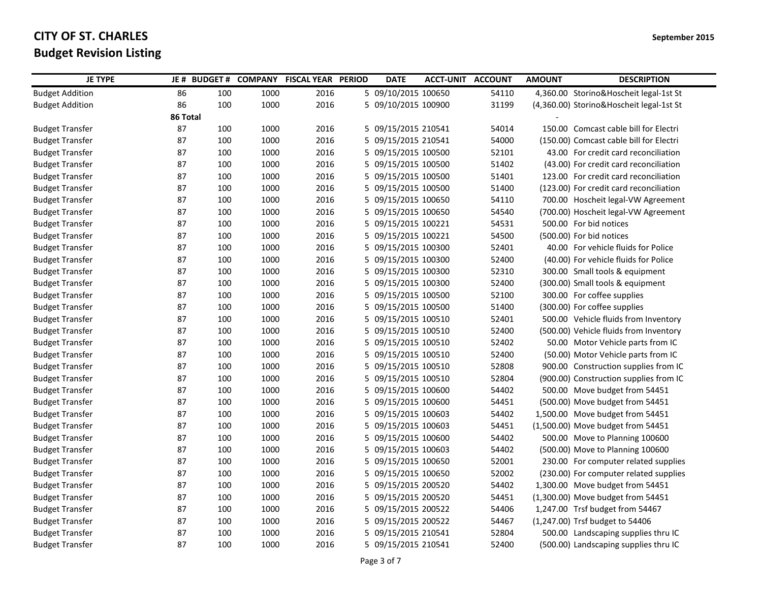# CITY OF ST. CHARLES

## Budget Revision Listing

September 2015

| JE TYPE | JE # | BUDGET # | COMPANY | FISCAL YEAR | PERIOD | DATE | ACCT-UNIT | ACCOUNT | AMOUNT | DESCRIPTION |
|---|---|---|---|---|---|---|---|---|---|---|
| Budget Addition | 86 | 100 | 1000 | 2016 | 5 | 09/10/2015 | 100650 | 54110 | 4,360.00 | Storino&Hoscheit legal-1st St |
| Budget Addition | 86 | 100 | 1000 | 2016 | 5 | 09/10/2015 | 100900 | 31199 | (4,360.00) | Storino&Hoscheit legal-1st St |
| | 86 Total | | | | | | | | - | |
| Budget Transfer | 87 | 100 | 1000 | 2016 | 5 | 09/15/2015 | 210541 | 54014 | 150.00 | Comcast cable bill for Electri |
| Budget Transfer | 87 | 100 | 1000 | 2016 | 5 | 09/15/2015 | 210541 | 54000 | (150.00) | Comcast cable bill for Electri |
| Budget Transfer | 87 | 100 | 1000 | 2016 | 5 | 09/15/2015 | 100500 | 52101 | 43.00 | For credit card reconciliation |
| Budget Transfer | 87 | 100 | 1000 | 2016 | 5 | 09/15/2015 | 100500 | 51402 | (43.00) | For credit card reconciliation |
| Budget Transfer | 87 | 100 | 1000 | 2016 | 5 | 09/15/2015 | 100500 | 51401 | 123.00 | For credit card reconciliation |
| Budget Transfer | 87 | 100 | 1000 | 2016 | 5 | 09/15/2015 | 100500 | 51400 | (123.00) | For credit card reconciliation |
| Budget Transfer | 87 | 100 | 1000 | 2016 | 5 | 09/15/2015 | 100650 | 54110 | 700.00 | Hoscheit legal-VW Agreement |
| Budget Transfer | 87 | 100 | 1000 | 2016 | 5 | 09/15/2015 | 100650 | 54540 | (700.00) | Hoscheit legal-VW Agreement |
| Budget Transfer | 87 | 100 | 1000 | 2016 | 5 | 09/15/2015 | 100221 | 54531 | 500.00 | For bid notices |
| Budget Transfer | 87 | 100 | 1000 | 2016 | 5 | 09/15/2015 | 100221 | 54500 | (500.00) | For bid notices |
| Budget Transfer | 87 | 100 | 1000 | 2016 | 5 | 09/15/2015 | 100300 | 52401 | 40.00 | For vehicle fluids for Police |
| Budget Transfer | 87 | 100 | 1000 | 2016 | 5 | 09/15/2015 | 100300 | 52400 | (40.00) | For vehicle fluids for Police |
| Budget Transfer | 87 | 100 | 1000 | 2016 | 5 | 09/15/2015 | 100300 | 52310 | 300.00 | Small tools & equipment |
| Budget Transfer | 87 | 100 | 1000 | 2016 | 5 | 09/15/2015 | 100300 | 52400 | (300.00) | Small tools & equipment |
| Budget Transfer | 87 | 100 | 1000 | 2016 | 5 | 09/15/2015 | 100500 | 52100 | 300.00 | For coffee supplies |
| Budget Transfer | 87 | 100 | 1000 | 2016 | 5 | 09/15/2015 | 100500 | 51400 | (300.00) | For coffee supplies |
| Budget Transfer | 87 | 100 | 1000 | 2016 | 5 | 09/15/2015 | 100510 | 52401 | 500.00 | Vehicle fluids from Inventory |
| Budget Transfer | 87 | 100 | 1000 | 2016 | 5 | 09/15/2015 | 100510 | 52400 | (500.00) | Vehicle fluids from Inventory |
| Budget Transfer | 87 | 100 | 1000 | 2016 | 5 | 09/15/2015 | 100510 | 52402 | 50.00 | Motor Vehicle parts from IC |
| Budget Transfer | 87 | 100 | 1000 | 2016 | 5 | 09/15/2015 | 100510 | 52400 | (50.00) | Motor Vehicle parts from IC |
| Budget Transfer | 87 | 100 | 1000 | 2016 | 5 | 09/15/2015 | 100510 | 52808 | 900.00 | Construction supplies from IC |
| Budget Transfer | 87 | 100 | 1000 | 2016 | 5 | 09/15/2015 | 100510 | 52804 | (900.00) | Construction supplies from IC |
| Budget Transfer | 87 | 100 | 1000 | 2016 | 5 | 09/15/2015 | 100600 | 54402 | 500.00 | Move budget from 54451 |
| Budget Transfer | 87 | 100 | 1000 | 2016 | 5 | 09/15/2015 | 100600 | 54451 | (500.00) | Move budget from 54451 |
| Budget Transfer | 87 | 100 | 1000 | 2016 | 5 | 09/15/2015 | 100603 | 54402 | 1,500.00 | Move budget from 54451 |
| Budget Transfer | 87 | 100 | 1000 | 2016 | 5 | 09/15/2015 | 100603 | 54451 | (1,500.00) | Move budget from 54451 |
| Budget Transfer | 87 | 100 | 1000 | 2016 | 5 | 09/15/2015 | 100600 | 54402 | 500.00 | Move to Planning 100600 |
| Budget Transfer | 87 | 100 | 1000 | 2016 | 5 | 09/15/2015 | 100603 | 54402 | (500.00) | Move to Planning 100600 |
| Budget Transfer | 87 | 100 | 1000 | 2016 | 5 | 09/15/2015 | 100650 | 52001 | 230.00 | For computer related supplies |
| Budget Transfer | 87 | 100 | 1000 | 2016 | 5 | 09/15/2015 | 100650 | 52002 | (230.00) | For computer related supplies |
| Budget Transfer | 87 | 100 | 1000 | 2016 | 5 | 09/15/2015 | 200520 | 54402 | 1,300.00 | Move budget from 54451 |
| Budget Transfer | 87 | 100 | 1000 | 2016 | 5 | 09/15/2015 | 200520 | 54451 | (1,300.00) | Move budget from 54451 |
| Budget Transfer | 87 | 100 | 1000 | 2016 | 5 | 09/15/2015 | 200522 | 54406 | 1,247.00 | Trsf budget from 54467 |
| Budget Transfer | 87 | 100 | 1000 | 2016 | 5 | 09/15/2015 | 200522 | 54467 | (1,247.00) | Trsf budget to 54406 |
| Budget Transfer | 87 | 100 | 1000 | 2016 | 5 | 09/15/2015 | 210541 | 52804 | 500.00 | Landscaping supplies thru IC |
| Budget Transfer | 87 | 100 | 1000 | 2016 | 5 | 09/15/2015 | 210541 | 52400 | (500.00) | Landscaping supplies thru IC |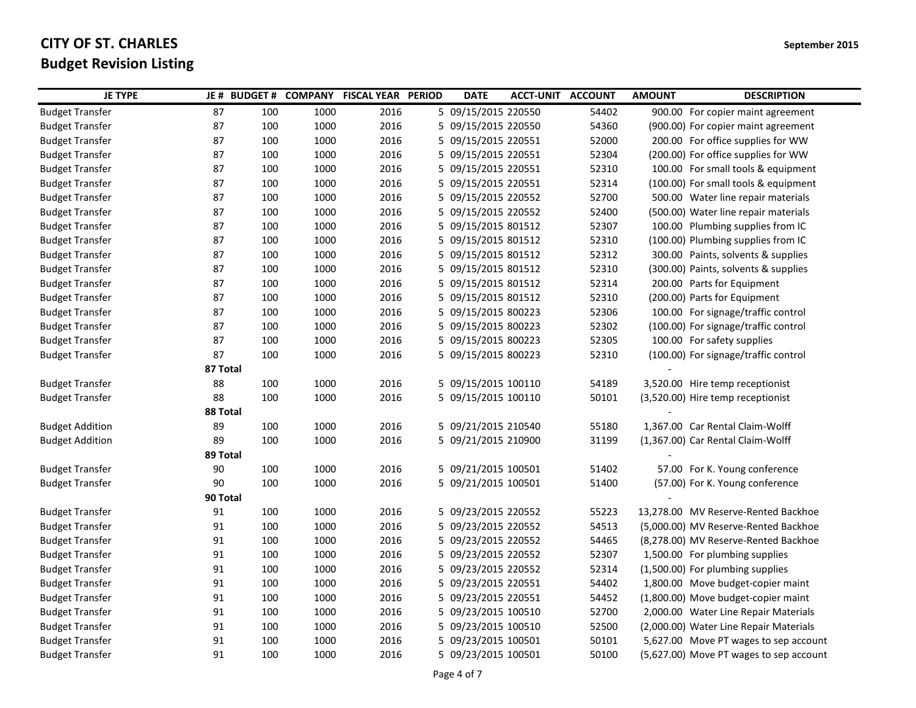# CITY OF ST. CHARLES

## Budget Revision Listing

September 2015

| JE TYPE | JE # | BUDGET # | COMPANY | FISCAL YEAR | PERIOD | DATE | ACCT-UNIT | ACCOUNT | AMOUNT | DESCRIPTION |
|---|---|---|---|---|---|---|---|---|---|---|
| Budget Transfer | 87 | 100 | 1000 | 2016 | 5 | 09/15/2015 | 220550 | 54402 | 900.00 | For copier maint agreement |
| Budget Transfer | 87 | 100 | 1000 | 2016 | 5 | 09/15/2015 | 220550 | 54360 | (900.00) | For copier maint agreement |
| Budget Transfer | 87 | 100 | 1000 | 2016 | 5 | 09/15/2015 | 220551 | 52000 | 200.00 | For office supplies for WW |
| Budget Transfer | 87 | 100 | 1000 | 2016 | 5 | 09/15/2015 | 220551 | 52304 | (200.00) | For office supplies for WW |
| Budget Transfer | 87 | 100 | 1000 | 2016 | 5 | 09/15/2015 | 220551 | 52310 | 100.00 | For small tools & equipment |
| Budget Transfer | 87 | 100 | 1000 | 2016 | 5 | 09/15/2015 | 220551 | 52314 | (100.00) | For small tools & equipment |
| Budget Transfer | 87 | 100 | 1000 | 2016 | 5 | 09/15/2015 | 220552 | 52700 | 500.00 | Water line repair materials |
| Budget Transfer | 87 | 100 | 1000 | 2016 | 5 | 09/15/2015 | 220552 | 52400 | (500.00) | Water line repair materials |
| Budget Transfer | 87 | 100 | 1000 | 2016 | 5 | 09/15/2015 | 801512 | 52307 | 100.00 | Plumbing supplies from IC |
| Budget Transfer | 87 | 100 | 1000 | 2016 | 5 | 09/15/2015 | 801512 | 52310 | (100.00) | Plumbing supplies from IC |
| Budget Transfer | 87 | 100 | 1000 | 2016 | 5 | 09/15/2015 | 801512 | 52312 | 300.00 | Paints, solvents & supplies |
| Budget Transfer | 87 | 100 | 1000 | 2016 | 5 | 09/15/2015 | 801512 | 52310 | (300.00) | Paints, solvents & supplies |
| Budget Transfer | 87 | 100 | 1000 | 2016 | 5 | 09/15/2015 | 801512 | 52314 | 200.00 | Parts for Equipment |
| Budget Transfer | 87 | 100 | 1000 | 2016 | 5 | 09/15/2015 | 801512 | 52310 | (200.00) | Parts for Equipment |
| Budget Transfer | 87 | 100 | 1000 | 2016 | 5 | 09/15/2015 | 800223 | 52306 | 100.00 | For signage/traffic control |
| Budget Transfer | 87 | 100 | 1000 | 2016 | 5 | 09/15/2015 | 800223 | 52302 | (100.00) | For signage/traffic control |
| Budget Transfer | 87 | 100 | 1000 | 2016 | 5 | 09/15/2015 | 800223 | 52305 | 100.00 | For safety supplies |
| Budget Transfer | 87 | 100 | 1000 | 2016 | 5 | 09/15/2015 | 800223 | 52310 | (100.00) | For signage/traffic control |
| | 87 Total | | | | | | | | - | |
| Budget Transfer | 88 | 100 | 1000 | 2016 | 5 | 09/15/2015 | 100110 | 54189 | 3,520.00 | Hire temp receptionist |
| Budget Transfer | 88 | 100 | 1000 | 2016 | 5 | 09/15/2015 | 100110 | 50101 | (3,520.00) | Hire temp receptionist |
| | 88 Total | | | | | | | | - | |
| Budget Addition | 89 | 100 | 1000 | 2016 | 5 | 09/21/2015 | 210540 | 55180 | 1,367.00 | Car Rental Claim-Wolff |
| Budget Addition | 89 | 100 | 1000 | 2016 | 5 | 09/21/2015 | 210900 | 31199 | (1,367.00) | Car Rental Claim-Wolff |
| | 89 Total | | | | | | | | - | |
| Budget Transfer | 90 | 100 | 1000 | 2016 | 5 | 09/21/2015 | 100501 | 51402 | 57.00 | For K. Young conference |
| Budget Transfer | 90 | 100 | 1000 | 2016 | 5 | 09/21/2015 | 100501 | 51400 | (57.00) | For K. Young conference |
| | 90 Total | | | | | | | | - | |
| Budget Transfer | 91 | 100 | 1000 | 2016 | 5 | 09/23/2015 | 220552 | 55223 | 13,278.00 | MV Reserve-Rented Backhoe |
| Budget Transfer | 91 | 100 | 1000 | 2016 | 5 | 09/23/2015 | 220552 | 54513 | (5,000.00) | MV Reserve-Rented Backhoe |
| Budget Transfer | 91 | 100 | 1000 | 2016 | 5 | 09/23/2015 | 220552 | 54465 | (8,278.00) | MV Reserve-Rented Backhoe |
| Budget Transfer | 91 | 100 | 1000 | 2016 | 5 | 09/23/2015 | 220552 | 52307 | 1,500.00 | For plumbing supplies |
| Budget Transfer | 91 | 100 | 1000 | 2016 | 5 | 09/23/2015 | 220552 | 52314 | (1,500.00) | For plumbing supplies |
| Budget Transfer | 91 | 100 | 1000 | 2016 | 5 | 09/23/2015 | 220551 | 54402 | 1,800.00 | Move budget-copier maint |
| Budget Transfer | 91 | 100 | 1000 | 2016 | 5 | 09/23/2015 | 220551 | 54452 | (1,800.00) | Move budget-copier maint |
| Budget Transfer | 91 | 100 | 1000 | 2016 | 5 | 09/23/2015 | 100510 | 52700 | 2,000.00 | Water Line Repair Materials |
| Budget Transfer | 91 | 100 | 1000 | 2016 | 5 | 09/23/2015 | 100510 | 52500 | (2,000.00) | Water Line Repair Materials |
| Budget Transfer | 91 | 100 | 1000 | 2016 | 5 | 09/23/2015 | 100501 | 50101 | 5,627.00 | Move PT wages to sep account |
| Budget Transfer | 91 | 100 | 1000 | 2016 | 5 | 09/23/2015 | 100501 | 50100 | (5,627.00) | Move PT wages to sep account |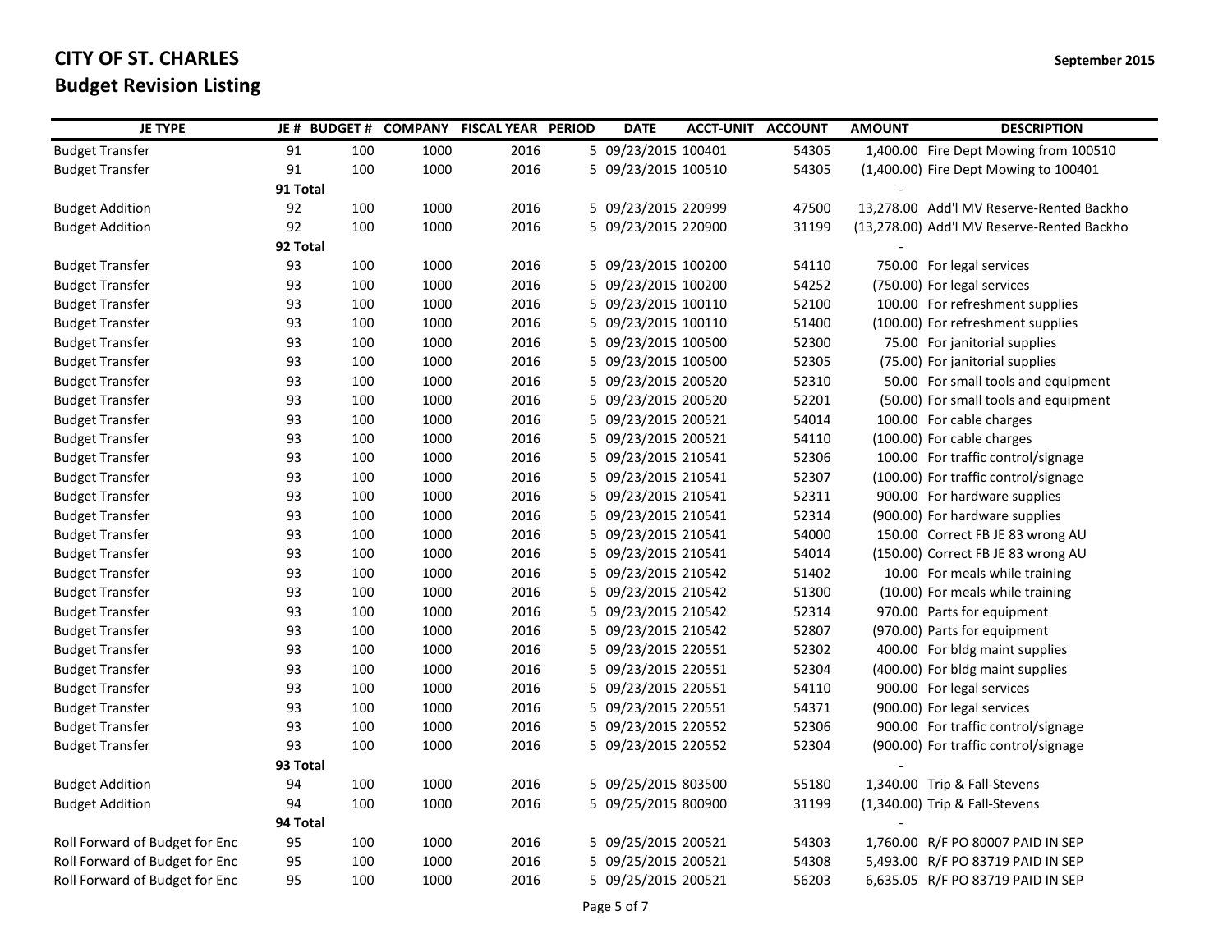# CITY OF ST. CHARLES

September 2015

## Budget Revision Listing

| JE TYPE | JE # | BUDGET # | COMPANY | FISCAL YEAR | PERIOD | DATE | ACCT-UNIT | ACCOUNT | AMOUNT | DESCRIPTION |
|---|---|---|---|---|---|---|---|---|---|---|
| Budget Transfer | 91 | 100 | 1000 | 2016 | 5 | 09/23/2015 | 100401 | 54305 | 1,400.00 | Fire Dept Mowing from 100510 |
| Budget Transfer | 91 | 100 | 1000 | 2016 | 5 | 09/23/2015 | 100510 | 54305 | (1,400.00) | Fire Dept Mowing to 100401 |
| | **91 Total** | | | | | | | | - | |
| Budget Addition | 92 | 100 | 1000 | 2016 | 5 | 09/23/2015 | 220999 | 47500 | 13,278.00 | Add'l MV Reserve-Rented Backho |
| Budget Addition | 92 | 100 | 1000 | 2016 | 5 | 09/23/2015 | 220900 | 31199 | (13,278.00) | Add'l MV Reserve-Rented Backho |
| | **92 Total** | | | | | | | | - | |
| Budget Transfer | 93 | 100 | 1000 | 2016 | 5 | 09/23/2015 | 100200 | 54110 | 750.00 | For legal services |
| Budget Transfer | 93 | 100 | 1000 | 2016 | 5 | 09/23/2015 | 100200 | 54252 | (750.00) | For legal services |
| Budget Transfer | 93 | 100 | 1000 | 2016 | 5 | 09/23/2015 | 100110 | 52100 | 100.00 | For refreshment supplies |
| Budget Transfer | 93 | 100 | 1000 | 2016 | 5 | 09/23/2015 | 100110 | 51400 | (100.00) | For refreshment supplies |
| Budget Transfer | 93 | 100 | 1000 | 2016 | 5 | 09/23/2015 | 100500 | 52300 | 75.00 | For janitorial supplies |
| Budget Transfer | 93 | 100 | 1000 | 2016 | 5 | 09/23/2015 | 100500 | 52305 | (75.00) | For janitorial supplies |
| Budget Transfer | 93 | 100 | 1000 | 2016 | 5 | 09/23/2015 | 200520 | 52310 | 50.00 | For small tools and equipment |
| Budget Transfer | 93 | 100 | 1000 | 2016 | 5 | 09/23/2015 | 200520 | 52201 | (50.00) | For small tools and equipment |
| Budget Transfer | 93 | 100 | 1000 | 2016 | 5 | 09/23/2015 | 200521 | 54014 | 100.00 | For cable charges |
| Budget Transfer | 93 | 100 | 1000 | 2016 | 5 | 09/23/2015 | 200521 | 54110 | (100.00) | For cable charges |
| Budget Transfer | 93 | 100 | 1000 | 2016 | 5 | 09/23/2015 | 210541 | 52306 | 100.00 | For traffic control/signage |
| Budget Transfer | 93 | 100 | 1000 | 2016 | 5 | 09/23/2015 | 210541 | 52307 | (100.00) | For traffic control/signage |
| Budget Transfer | 93 | 100 | 1000 | 2016 | 5 | 09/23/2015 | 210541 | 52311 | 900.00 | For hardware supplies |
| Budget Transfer | 93 | 100 | 1000 | 2016 | 5 | 09/23/2015 | 210541 | 52314 | (900.00) | For hardware supplies |
| Budget Transfer | 93 | 100 | 1000 | 2016 | 5 | 09/23/2015 | 210541 | 54000 | 150.00 | Correct FB JE 83 wrong AU |
| Budget Transfer | 93 | 100 | 1000 | 2016 | 5 | 09/23/2015 | 210541 | 54014 | (150.00) | Correct FB JE 83 wrong AU |
| Budget Transfer | 93 | 100 | 1000 | 2016 | 5 | 09/23/2015 | 210542 | 51402 | 10.00 | For meals while training |
| Budget Transfer | 93 | 100 | 1000 | 2016 | 5 | 09/23/2015 | 210542 | 51300 | (10.00) | For meals while training |
| Budget Transfer | 93 | 100 | 1000 | 2016 | 5 | 09/23/2015 | 210542 | 52314 | 970.00 | Parts for equipment |
| Budget Transfer | 93 | 100 | 1000 | 2016 | 5 | 09/23/2015 | 210542 | 52807 | (970.00) | Parts for equipment |
| Budget Transfer | 93 | 100 | 1000 | 2016 | 5 | 09/23/2015 | 220551 | 52302 | 400.00 | For bldg maint supplies |
| Budget Transfer | 93 | 100 | 1000 | 2016 | 5 | 09/23/2015 | 220551 | 52304 | (400.00) | For bldg maint supplies |
| Budget Transfer | 93 | 100 | 1000 | 2016 | 5 | 09/23/2015 | 220551 | 54110 | 900.00 | For legal services |
| Budget Transfer | 93 | 100 | 1000 | 2016 | 5 | 09/23/2015 | 220551 | 54371 | (900.00) | For legal services |
| Budget Transfer | 93 | 100 | 1000 | 2016 | 5 | 09/23/2015 | 220552 | 52306 | 900.00 | For traffic control/signage |
| Budget Transfer | 93 | 100 | 1000 | 2016 | 5 | 09/23/2015 | 220552 | 52304 | (900.00) | For traffic control/signage |
| | **93 Total** | | | | | | | | - | |
| Budget Addition | 94 | 100 | 1000 | 2016 | 5 | 09/25/2015 | 803500 | 55180 | 1,340.00 | Trip & Fall-Stevens |
| Budget Addition | 94 | 100 | 1000 | 2016 | 5 | 09/25/2015 | 800900 | 31199 | (1,340.00) | Trip & Fall-Stevens |
| | **94 Total** | | | | | | | | - | |
| Roll Forward of Budget for Enc | 95 | 100 | 1000 | 2016 | 5 | 09/25/2015 | 200521 | 54303 | 1,760.00 | R/F PO 80007 PAID IN SEP |
| Roll Forward of Budget for Enc | 95 | 100 | 1000 | 2016 | 5 | 09/25/2015 | 200521 | 54308 | 5,493.00 | R/F PO 83719 PAID IN SEP |
| Roll Forward of Budget for Enc | 95 | 100 | 1000 | 2016 | 5 | 09/25/2015 | 200521 | 56203 | 6,635.05 | R/F PO 83719 PAID IN SEP |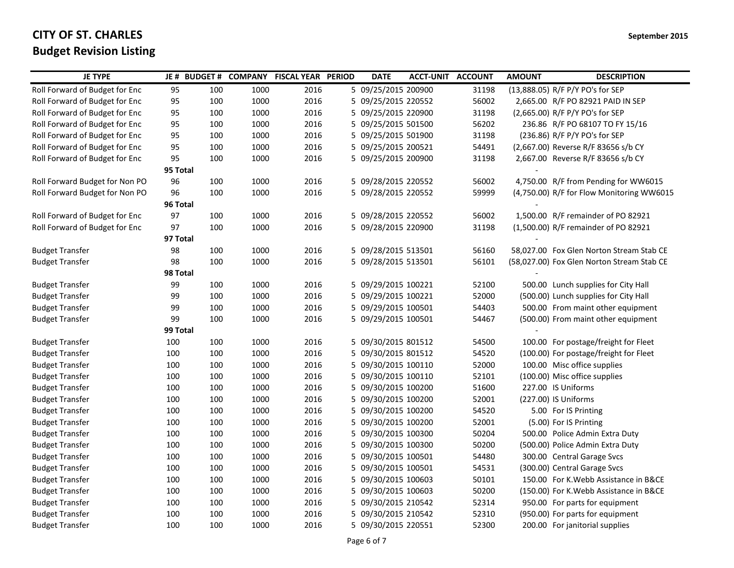**CITY OF ST. CHARLES**

**Budget Revision Listing**

September 2015

| JE TYPE | JE # | BUDGET # | COMPANY | FISCAL YEAR | PERIOD | DATE | ACCT-UNIT | ACCOUNT | AMOUNT | DESCRIPTION |
|---|---|---|---|---|---|---|---|---|---|---|
| Roll Forward of Budget for Enc | 95 | 100 | 1000 | 2016 | 5 | 09/25/2015 | 200900 | 31198 | (13,888.05) | R/F P/Y PO's for SEP |
| Roll Forward of Budget for Enc | 95 | 100 | 1000 | 2016 | 5 | 09/25/2015 | 220552 | 56002 | 2,665.00 | R/F PO 82921 PAID IN SEP |
| Roll Forward of Budget for Enc | 95 | 100 | 1000 | 2016 | 5 | 09/25/2015 | 220900 | 31198 | (2,665.00) | R/F P/Y PO's for SEP |
| Roll Forward of Budget for Enc | 95 | 100 | 1000 | 2016 | 5 | 09/25/2015 | 501500 | 56202 | 236.86 | R/F PO 68107 TO FY 15/16 |
| Roll Forward of Budget for Enc | 95 | 100 | 1000 | 2016 | 5 | 09/25/2015 | 501900 | 31198 | (236.86) | R/F P/Y PO's for SEP |
| Roll Forward of Budget for Enc | 95 | 100 | 1000 | 2016 | 5 | 09/25/2015 | 200521 | 54491 | (2,667.00) | Reverse R/F 83656 s/b CY |
| Roll Forward of Budget for Enc | 95 | 100 | 1000 | 2016 | 5 | 09/25/2015 | 200900 | 31198 | 2,667.00 | Reverse R/F 83656 s/b CY |
| | 95 Total | | | | | | | | - | |
| Roll Forward Budget for Non PO | 96 | 100 | 1000 | 2016 | 5 | 09/28/2015 | 220552 | 56002 | 4,750.00 | R/F from Pending for WW6015 |
| Roll Forward Budget for Non PO | 96 | 100 | 1000 | 2016 | 5 | 09/28/2015 | 220552 | 59999 | (4,750.00) | R/F for Flow Monitoring WW6015 |
| | 96 Total | | | | | | | | - | |
| Roll Forward of Budget for Enc | 97 | 100 | 1000 | 2016 | 5 | 09/28/2015 | 220552 | 56002 | 1,500.00 | R/F remainder of PO 82921 |
| Roll Forward of Budget for Enc | 97 | 100 | 1000 | 2016 | 5 | 09/28/2015 | 220900 | 31198 | (1,500.00) | R/F remainder of PO 82921 |
| | 97 Total | | | | | | | | - | |
| Budget Transfer | 98 | 100 | 1000 | 2016 | 5 | 09/28/2015 | 513501 | 56160 | 58,027.00 | Fox Glen Norton Stream Stab CE |
| Budget Transfer | 98 | 100 | 1000 | 2016 | 5 | 09/28/2015 | 513501 | 56101 | (58,027.00) | Fox Glen Norton Stream Stab CE |
| | 98 Total | | | | | | | | - | |
| Budget Transfer | 99 | 100 | 1000 | 2016 | 5 | 09/29/2015 | 100221 | 52100 | 500.00 | Lunch supplies for City Hall |
| Budget Transfer | 99 | 100 | 1000 | 2016 | 5 | 09/29/2015 | 100221 | 52000 | (500.00) | Lunch supplies for City Hall |
| Budget Transfer | 99 | 100 | 1000 | 2016 | 5 | 09/29/2015 | 100501 | 54403 | 500.00 | From maint other equipment |
| Budget Transfer | 99 | 100 | 1000 | 2016 | 5 | 09/29/2015 | 100501 | 54467 | (500.00) | From maint other equipment |
| | 99 Total | | | | | | | | - | |
| Budget Transfer | 100 | 100 | 1000 | 2016 | 5 | 09/30/2015 | 801512 | 54500 | 100.00 | For postage/freight for Fleet |
| Budget Transfer | 100 | 100 | 1000 | 2016 | 5 | 09/30/2015 | 801512 | 54520 | (100.00) | For postage/freight for Fleet |
| Budget Transfer | 100 | 100 | 1000 | 2016 | 5 | 09/30/2015 | 100110 | 52000 | 100.00 | Misc office supplies |
| Budget Transfer | 100 | 100 | 1000 | 2016 | 5 | 09/30/2015 | 100110 | 52101 | (100.00) | Misc office supplies |
| Budget Transfer | 100 | 100 | 1000 | 2016 | 5 | 09/30/2015 | 100200 | 51600 | 227.00 | IS Uniforms |
| Budget Transfer | 100 | 100 | 1000 | 2016 | 5 | 09/30/2015 | 100200 | 52001 | (227.00) | IS Uniforms |
| Budget Transfer | 100 | 100 | 1000 | 2016 | 5 | 09/30/2015 | 100200 | 54520 | 5.00 | For IS Printing |
| Budget Transfer | 100 | 100 | 1000 | 2016 | 5 | 09/30/2015 | 100200 | 52001 | (5.00) | For IS Printing |
| Budget Transfer | 100 | 100 | 1000 | 2016 | 5 | 09/30/2015 | 100300 | 50204 | 500.00 | Police Admin Extra Duty |
| Budget Transfer | 100 | 100 | 1000 | 2016 | 5 | 09/30/2015 | 100300 | 50200 | (500.00) | Police Admin Extra Duty |
| Budget Transfer | 100 | 100 | 1000 | 2016 | 5 | 09/30/2015 | 100501 | 54480 | 300.00 | Central Garage Svcs |
| Budget Transfer | 100 | 100 | 1000 | 2016 | 5 | 09/30/2015 | 100501 | 54531 | (300.00) | Central Garage Svcs |
| Budget Transfer | 100 | 100 | 1000 | 2016 | 5 | 09/30/2015 | 100603 | 50101 | 150.00 | For K.Webb Assistance in B&CE |
| Budget Transfer | 100 | 100 | 1000 | 2016 | 5 | 09/30/2015 | 100603 | 50200 | (150.00) | For K.Webb Assistance in B&CE |
| Budget Transfer | 100 | 100 | 1000 | 2016 | 5 | 09/30/2015 | 210542 | 52314 | 950.00 | For parts for equipment |
| Budget Transfer | 100 | 100 | 1000 | 2016 | 5 | 09/30/2015 | 210542 | 52310 | (950.00) | For parts for equipment |
| Budget Transfer | 100 | 100 | 1000 | 2016 | 5 | 09/30/2015 | 220551 | 52300 | 200.00 | For janitorial supplies |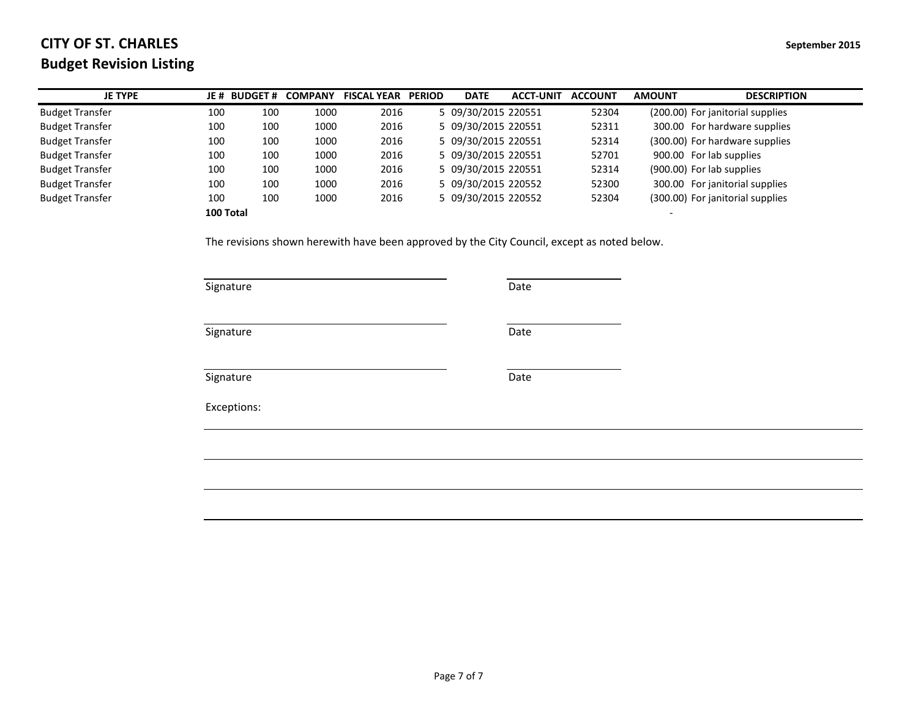# CITY OF ST. CHARLES

## Budget Revision Listing

September 2015

| JE TYPE | JE # | BUDGET # | COMPANY | FISCAL YEAR | PERIOD | DATE | ACCT-UNIT | ACCOUNT | AMOUNT | DESCRIPTION |
|---|---|---|---|---|---|---|---|---|---|---|
| Budget Transfer | 100 | 100 | 1000 | 2016 | 5 | 09/30/2015 | 220551 | 52304 | (200.00) | For janitorial supplies |
| Budget Transfer | 100 | 100 | 1000 | 2016 | 5 | 09/30/2015 | 220551 | 52311 | 300.00 | For hardware supplies |
| Budget Transfer | 100 | 100 | 1000 | 2016 | 5 | 09/30/2015 | 220551 | 52314 | (300.00) | For hardware supplies |
| Budget Transfer | 100 | 100 | 1000 | 2016 | 5 | 09/30/2015 | 220551 | 52701 | 900.00 | For lab supplies |
| Budget Transfer | 100 | 100 | 1000 | 2016 | 5 | 09/30/2015 | 220551 | 52314 | (900.00) | For lab supplies |
| Budget Transfer | 100 | 100 | 1000 | 2016 | 5 | 09/30/2015 | 220552 | 52300 | 300.00 | For janitorial supplies |
| Budget Transfer | 100 | 100 | 1000 | 2016 | 5 | 09/30/2015 | 220552 | 52304 | (300.00) | For janitorial supplies |
| | **100 Total** | | | | | | | | - | |

The revisions shown herewith have been approved by the City Council, except as noted below.

Signature ______________________ Date __________

Signature ______________________ Date __________

Signature ______________________ Date __________

Exceptions: